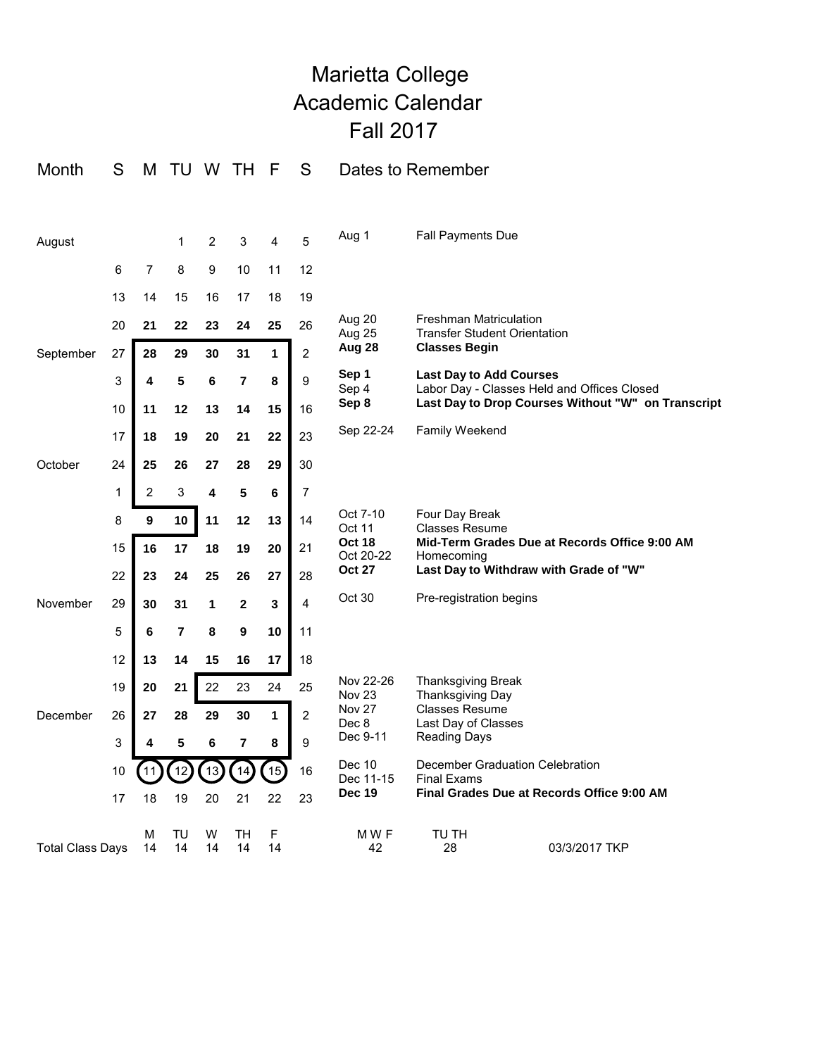# Marietta College
# Academic Calendar
# Fall 2017

| Month | S | M | TU | W | TH | F | S | Dates to Remember | |
|---|---|---|---|---|---|---|---|---|---|
| August | | | 1 | 2 | 3 | 4 | 5 | Aug 1 | Fall Payments Due |
| | 6 | 7 | 8 | 9 | 10 | 11 | 12 | | |
| | 13 | 14 | 15 | 16 | 17 | 18 | 19 | | |
| | 20 | **21** | **22** | **23** | **24** | **25** | 26 | Aug 20<br>Aug 25 | Freshman Matriculation<br>Transfer Student Orientation |
| September | 27 | **28** | **29** | **30** | **31** | **1** | 2 | **Aug 28** | **Classes Begin** |
| | 3 | **4** | **5** | **6** | **7** | **8** | 9 | **Sep 1**<br>Sep 4 | **Last Day to Add Courses**<br>Labor Day - Classes Held and Offices Closed |
| | 10 | **11** | **12** | **13** | **14** | **15** | 16 | **Sep 8** | **Last Day to Drop Courses Without "W" on Transcript** |
| | 17 | **18** | **19** | **20** | **21** | **22** | 23 | Sep 22-24 | Family Weekend |
| October | 24 | **25** | **26** | **27** | **28** | **29** | 30 | | |
| | 1 | 2 | 3 | **4** | **5** | **6** | 7 | | |
| | 8 | **9** | **10** | **11** | **12** | **13** | 14 | Oct 7-10<br>Oct 11 | Four Day Break<br>Classes Resume |
| | 15 | **16** | **17** | **18** | **19** | **20** | 21 | **Oct 18**<br>Oct 20-22 | **Mid-Term Grades Due at Records Office 9:00 AM**<br>Homecoming |
| | 22 | **23** | **24** | **25** | **26** | **27** | 28 | **Oct 27** | **Last Day to Withdraw with Grade of "W"** |
| November | 29 | **30** | **31** | **1** | **2** | **3** | 4 | Oct 30 | Pre-registration begins |
| | 5 | **6** | **7** | **8** | **9** | **10** | 11 | | |
| | 12 | **13** | **14** | **15** | **16** | **17** | 18 | | |
| | 19 | **20** | **21** | 22 | 23 | 24 | 25 | Nov 22-26<br>Nov 23 | Thanksgiving Break<br>Thanksgiving Day |
| December | 26 | **27** | **28** | **29** | **30** | **1** | 2 | Nov 27<br>Dec 8 | Classes Resume<br>Last Day of Classes |
| | 3 | **4** | **5** | **6** | **7** | **8** | 9 | Dec 9-11 | Reading Days |
| | 10 | (11) | (12) | (13) | (14) | (15) | 16 | Dec 10<br>Dec 11-15 | December Graduation Celebration<br>Final Exams |
| | 17 | 18 | 19 | 20 | 21 | 22 | 23 | **Dec 19** | **Final Grades Due at Records Office 9:00 AM** |

| | M | TU | W | TH | F | M W F | TU TH | |
|---|---|---|---|---|---|---|---|---|
| Total Class Days | 14 | 14 | 14 | 14 | 14 | 42 | 28 | 03/3/2017 TKP |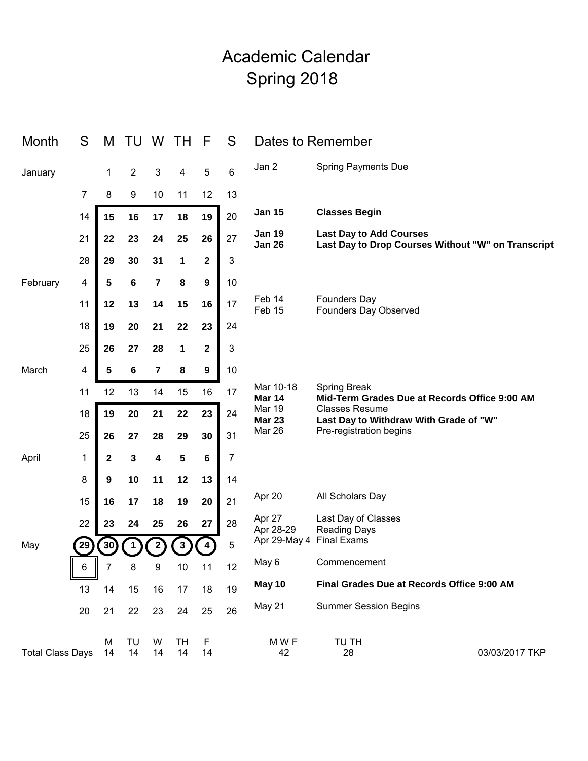# Academic Calendar
# Spring 2018

| Month | S | M | TU | W | TH | F | S |
|---|---|---|---|---|---|---|---|
| January | | 1 | 2 | 3 | 4 | 5 | 6 |
| | 7 | 8 | 9 | 10 | 11 | 12 | 13 |
| | 14 | **15** | **16** | **17** | **18** | **19** | 20 |
| | 21 | **22** | **23** | **24** | **25** | **26** | 27 |
| | 28 | **29** | **30** | **31** | **1** | **2** | 3 |
| February | 4 | **5** | **6** | **7** | **8** | **9** | 10 |
| | 11 | **12** | **13** | **14** | **15** | **16** | 17 |
| | 18 | **19** | **20** | **21** | **22** | **23** | 24 |
| | 25 | **26** | **27** | **28** | **1** | **2** | 3 |
| March | 4 | **5** | **6** | **7** | **8** | **9** | 10 |
| | 11 | 12 | 13 | 14 | 15 | 16 | 17 |
| | 18 | **19** | **20** | **21** | **22** | **23** | 24 |
| | 25 | **26** | **27** | **28** | **29** | **30** | 31 |
| April | 1 | **2** | **3** | **4** | **5** | **6** | 7 |
| | 8 | **9** | **10** | **11** | **12** | **13** | 14 |
| | 15 | **16** | **17** | **18** | **19** | **20** | 21 |
| | 22 | **23** | **24** | **25** | **26** | **27** | 28 |
| May | **29** | **30** | **1** | **2** | **3** | **4** | 5 |
| | 6 | 7 | 8 | 9 | 10 | 11 | 12 |
| | 13 | 14 | 15 | 16 | 17 | 18 | 19 |
| | 20 | 21 | 22 | 23 | 24 | 25 | 26 |
| **Total Class Days** | | M 14 | TU 14 | W 14 | TH 14 | F 14 | |

## Dates to Remember

| Date | Event |
|---|---|
| Jan 2 | Spring Payments Due |
| **Jan 15** | **Classes Begin** |
| **Jan 19** | **Last Day to Add Courses** |
| **Jan 26** | **Last Day to Drop Courses Without "W" on Transcript** |
| Feb 14 | Founders Day |
| Feb 15 | Founders Day Observed |
| Mar 10-18 | Spring Break |
| **Mar 14** | **Mid-Term Grades Due at Records Office 9:00 AM** |
| Mar 19 | Classes Resume |
| **Mar 23** | **Last Day to Withdraw With Grade of "W"** |
| Mar 26 | Pre-registration begins |
| Apr 20 | All Scholars Day |
| Apr 27 | Last Day of Classes |
| Apr 28-29 | Reading Days |
| Apr 29-May 4 | Final Exams |
| May 6 | Commencement |
| **May 10** | **Final Grades Due at Records Office 9:00 AM** |
| May 21 | Summer Session Begins |

M W F: 42  
TU TH: 28

03/03/2017 TKP